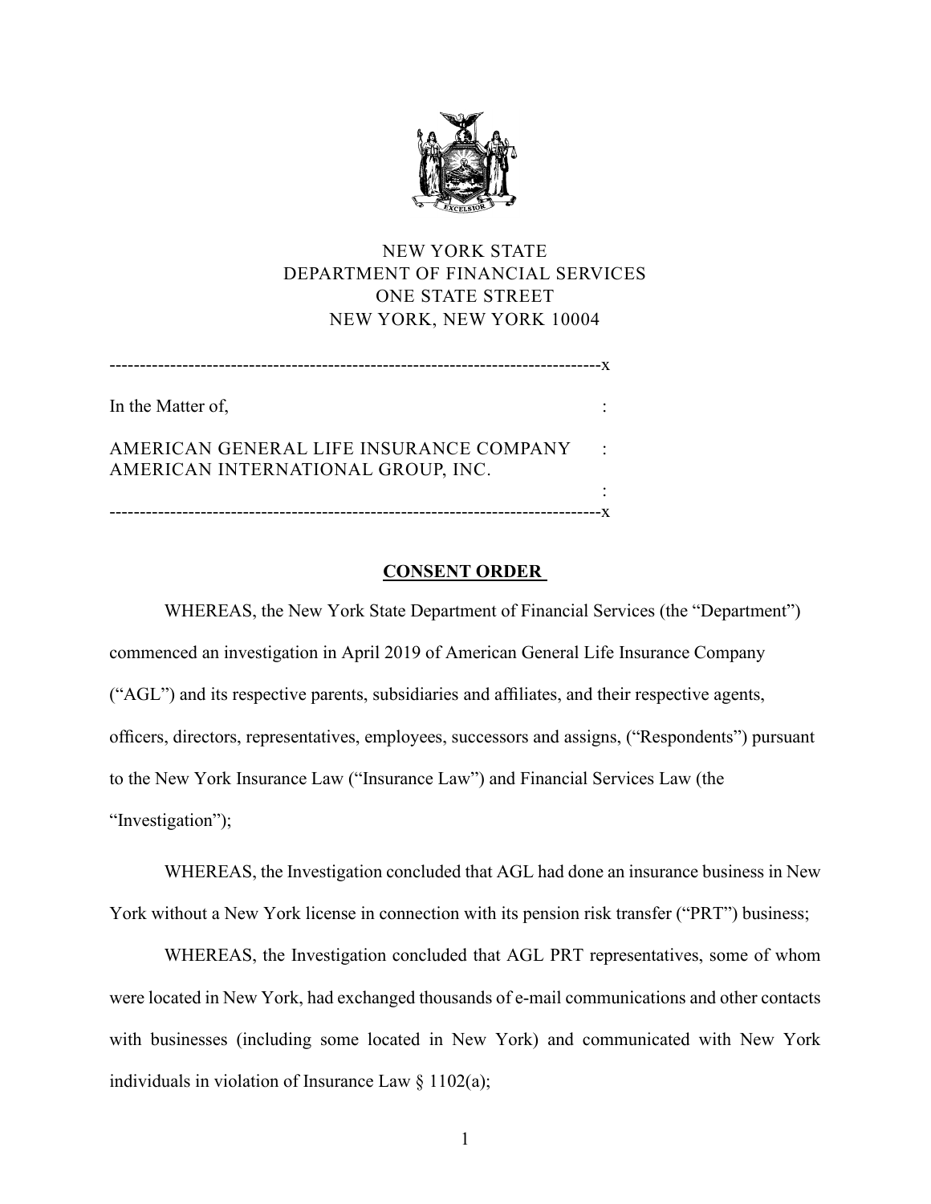NEW YORK STATE
DEPARTMENT OF FINANCIAL SERVICES
ONE STATE STREET
NEW YORK, NEW YORK 10004

---

In the Matter of,

AMERICAN GENERAL LIFE INSURANCE COMPANY
AMERICAN INTERNATIONAL GROUP, INC.

---

## CONSENT ORDER

WHEREAS, the New York State Department of Financial Services (the "Department") commenced an investigation in April 2019 of American General Life Insurance Company ("AGL") and its respective parents, subsidiaries and affiliates, and their respective agents, officers, directors, representatives, employees, successors and assigns, ("Respondents") pursuant to the New York Insurance Law ("Insurance Law") and Financial Services Law (the "Investigation");

WHEREAS, the Investigation concluded that AGL had done an insurance business in New York without a New York license in connection with its pension risk transfer ("PRT") business;

WHEREAS, the Investigation concluded that AGL PRT representatives, some of whom were located in New York, had exchanged thousands of e-mail communications and other contacts with businesses (including some located in New York) and communicated with New York individuals in violation of Insurance Law § 1102(a);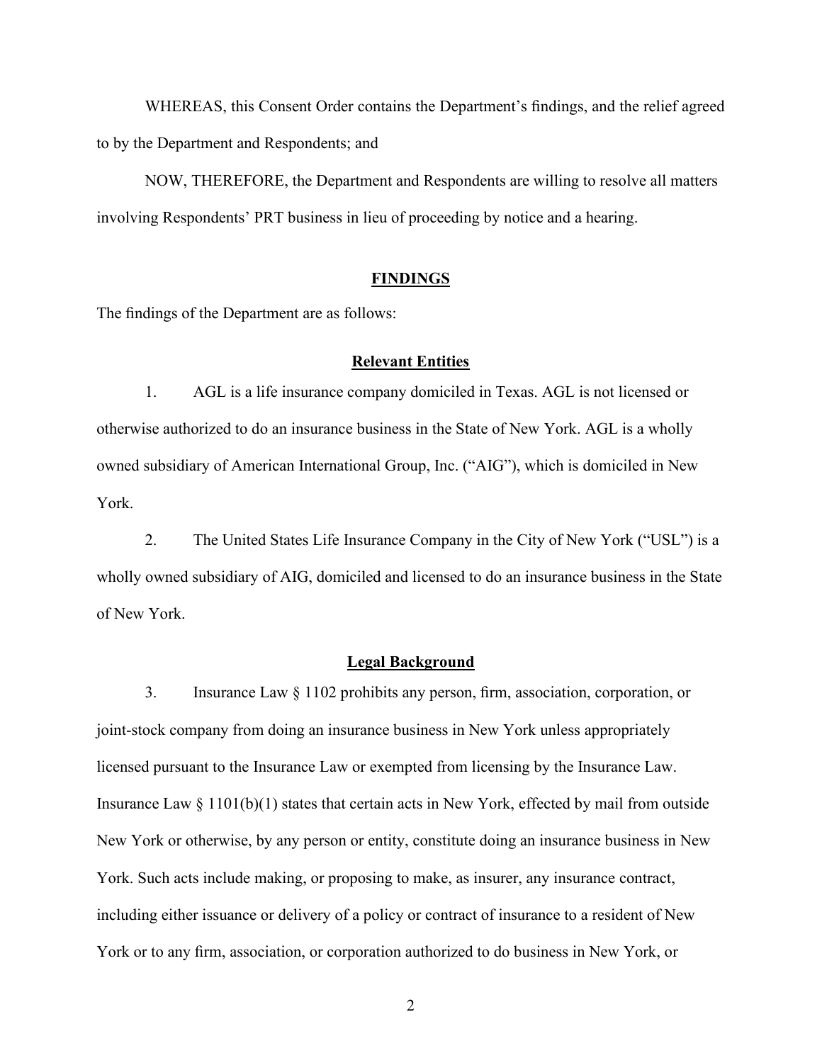WHEREAS, this Consent Order contains the Department's findings, and the relief agreed to by the Department and Respondents; and

NOW, THEREFORE, the Department and Respondents are willing to resolve all matters involving Respondents' PRT business in lieu of proceeding by notice and a hearing.

## FINDINGS

The findings of the Department are as follows:

### Relevant Entities

1. AGL is a life insurance company domiciled in Texas. AGL is not licensed or otherwise authorized to do an insurance business in the State of New York. AGL is a wholly owned subsidiary of American International Group, Inc. ("AIG"), which is domiciled in New York.

2. The United States Life Insurance Company in the City of New York ("USL") is a wholly owned subsidiary of AIG, domiciled and licensed to do an insurance business in the State of New York.

### Legal Background

3. Insurance Law § 1102 prohibits any person, firm, association, corporation, or joint-stock company from doing an insurance business in New York unless appropriately licensed pursuant to the Insurance Law or exempted from licensing by the Insurance Law. Insurance Law § 1101(b)(1) states that certain acts in New York, effected by mail from outside New York or otherwise, by any person or entity, constitute doing an insurance business in New York. Such acts include making, or proposing to make, as insurer, any insurance contract, including either issuance or delivery of a policy or contract of insurance to a resident of New York or to any firm, association, or corporation authorized to do business in New York, or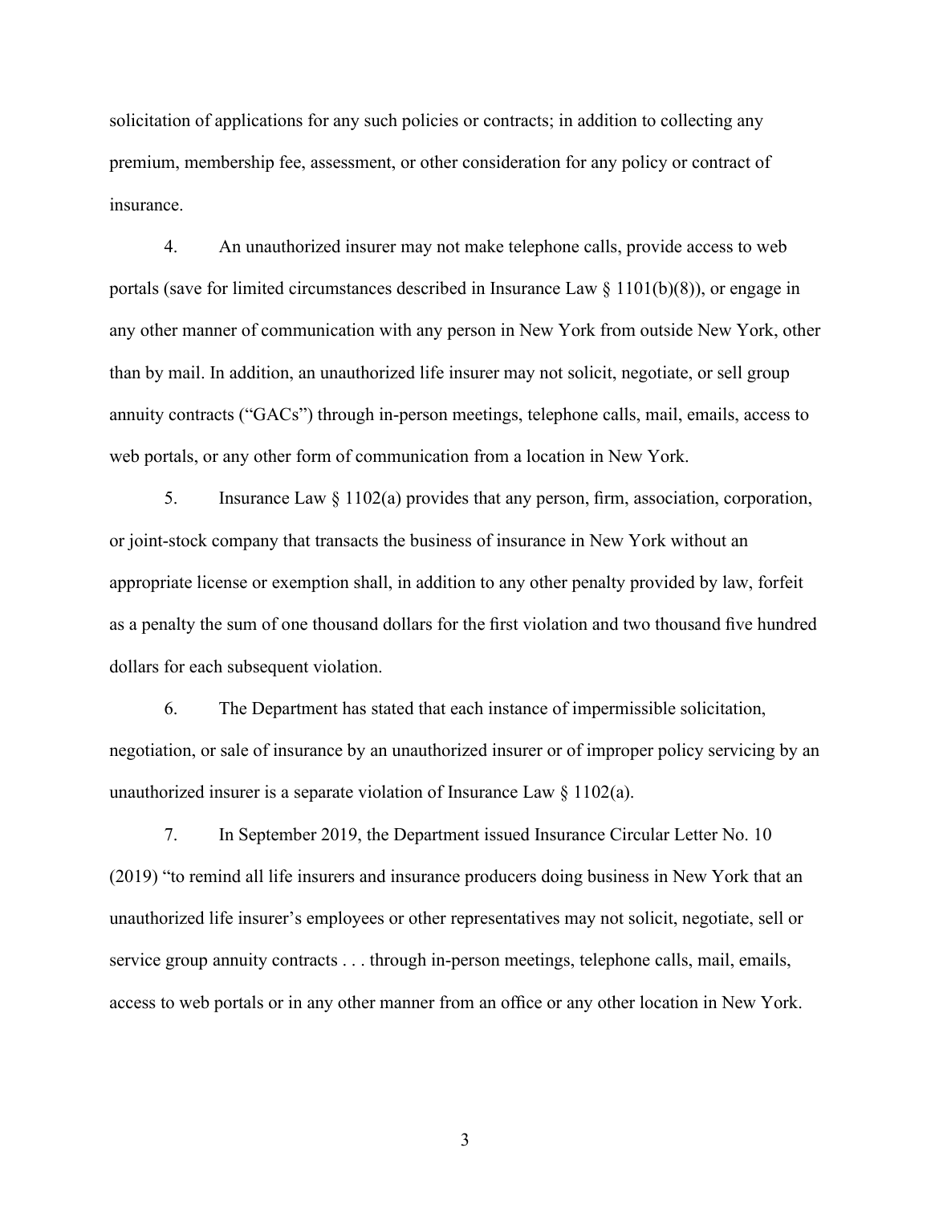solicitation of applications for any such policies or contracts; in addition to collecting any premium, membership fee, assessment, or other consideration for any policy or contract of insurance.

4. An unauthorized insurer may not make telephone calls, provide access to web portals (save for limited circumstances described in Insurance Law § 1101(b)(8)), or engage in any other manner of communication with any person in New York from outside New York, other than by mail. In addition, an unauthorized life insurer may not solicit, negotiate, or sell group annuity contracts ("GACs") through in-person meetings, telephone calls, mail, emails, access to web portals, or any other form of communication from a location in New York.

5. Insurance Law § 1102(a) provides that any person, firm, association, corporation, or joint-stock company that transacts the business of insurance in New York without an appropriate license or exemption shall, in addition to any other penalty provided by law, forfeit as a penalty the sum of one thousand dollars for the first violation and two thousand five hundred dollars for each subsequent violation.

6. The Department has stated that each instance of impermissible solicitation, negotiation, or sale of insurance by an unauthorized insurer or of improper policy servicing by an unauthorized insurer is a separate violation of Insurance Law § 1102(a).

7. In September 2019, the Department issued Insurance Circular Letter No. 10 (2019) "to remind all life insurers and insurance producers doing business in New York that an unauthorized life insurer's employees or other representatives may not solicit, negotiate, sell or service group annuity contracts . . . through in-person meetings, telephone calls, mail, emails, access to web portals or in any other manner from an office or any other location in New York.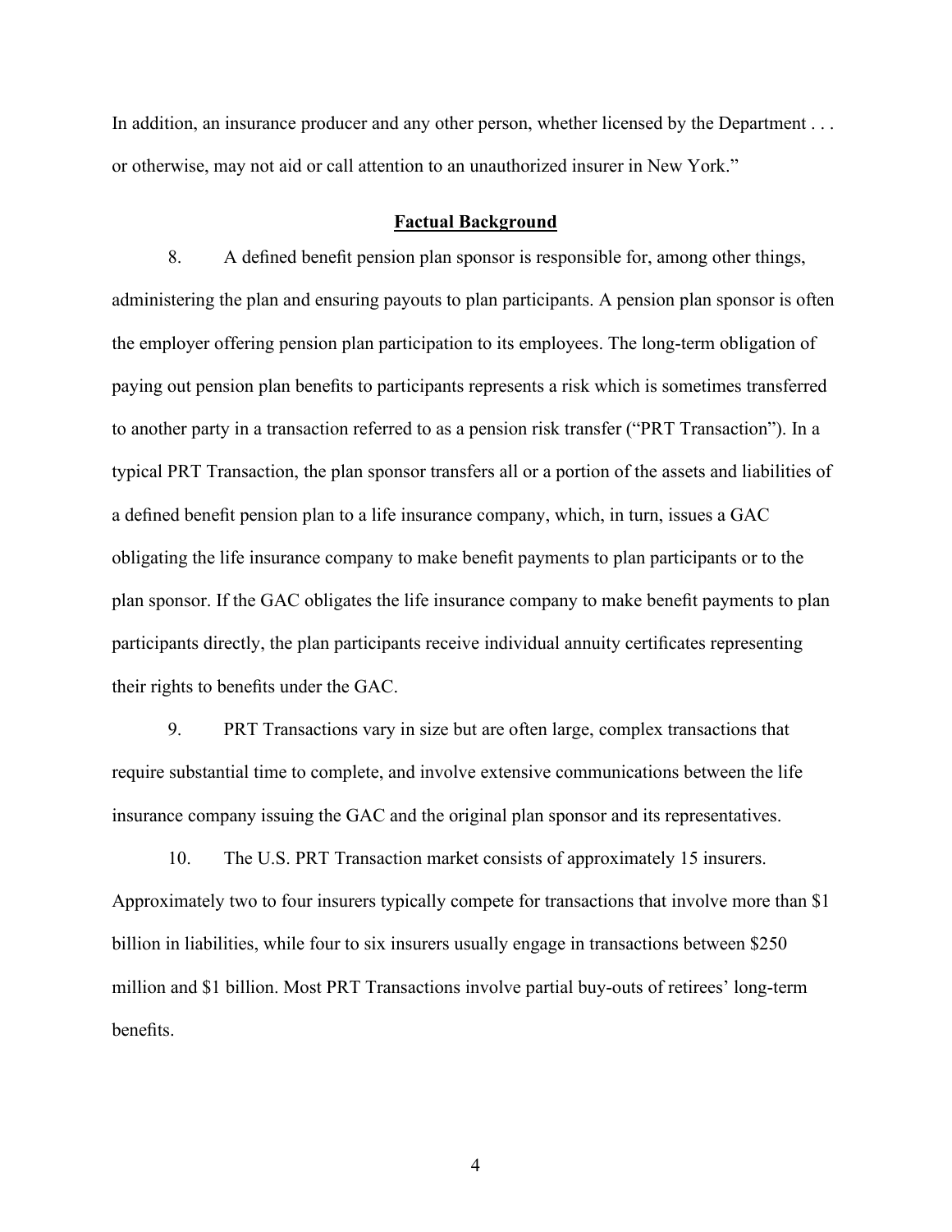In addition, an insurance producer and any other person, whether licensed by the Department . . . or otherwise, may not aid or call attention to an unauthorized insurer in New York."

## Factual Background

8. A defined benefit pension plan sponsor is responsible for, among other things, administering the plan and ensuring payouts to plan participants. A pension plan sponsor is often the employer offering pension plan participation to its employees. The long-term obligation of paying out pension plan benefits to participants represents a risk which is sometimes transferred to another party in a transaction referred to as a pension risk transfer ("PRT Transaction"). In a typical PRT Transaction, the plan sponsor transfers all or a portion of the assets and liabilities of a defined benefit pension plan to a life insurance company, which, in turn, issues a GAC obligating the life insurance company to make benefit payments to plan participants or to the plan sponsor. If the GAC obligates the life insurance company to make benefit payments to plan participants directly, the plan participants receive individual annuity certificates representing their rights to benefits under the GAC.

9. PRT Transactions vary in size but are often large, complex transactions that require substantial time to complete, and involve extensive communications between the life insurance company issuing the GAC and the original plan sponsor and its representatives.

10. The U.S. PRT Transaction market consists of approximately 15 insurers. Approximately two to four insurers typically compete for transactions that involve more than $1 billion in liabilities, while four to six insurers usually engage in transactions between $250 million and $1 billion. Most PRT Transactions involve partial buy-outs of retirees' long-term benefits.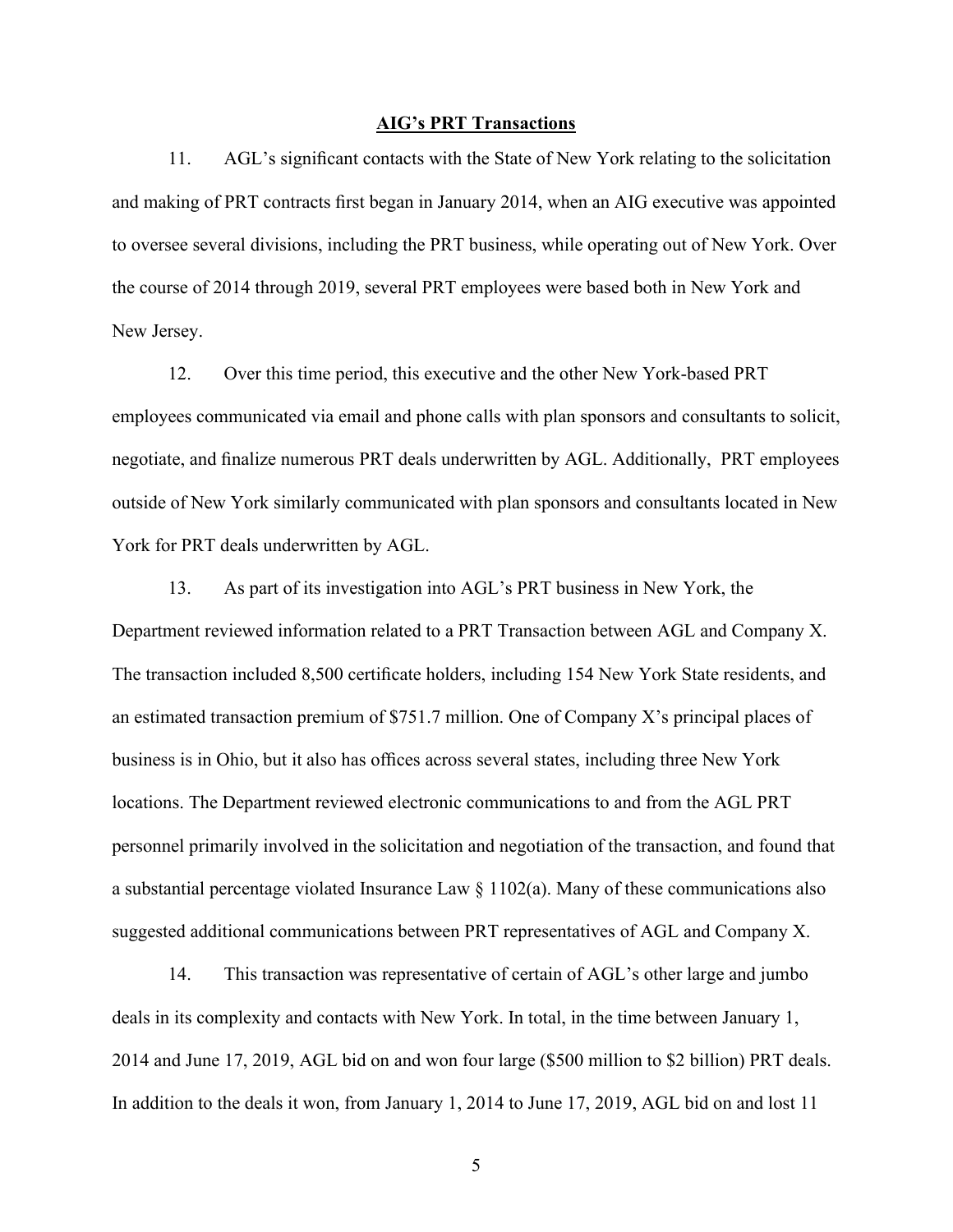**AIG's PRT Transactions**

11. AGL's significant contacts with the State of New York relating to the solicitation and making of PRT contracts first began in January 2014, when an AIG executive was appointed to oversee several divisions, including the PRT business, while operating out of New York. Over the course of 2014 through 2019, several PRT employees were based both in New York and New Jersey.

12. Over this time period, this executive and the other New York-based PRT employees communicated via email and phone calls with plan sponsors and consultants to solicit, negotiate, and finalize numerous PRT deals underwritten by AGL. Additionally, PRT employees outside of New York similarly communicated with plan sponsors and consultants located in New York for PRT deals underwritten by AGL.

13. As part of its investigation into AGL's PRT business in New York, the Department reviewed information related to a PRT Transaction between AGL and Company X. The transaction included 8,500 certificate holders, including 154 New York State residents, and an estimated transaction premium of $751.7 million. One of Company X's principal places of business is in Ohio, but it also has offices across several states, including three New York locations. The Department reviewed electronic communications to and from the AGL PRT personnel primarily involved in the solicitation and negotiation of the transaction, and found that a substantial percentage violated Insurance Law § 1102(a). Many of these communications also suggested additional communications between PRT representatives of AGL and Company X.

14. This transaction was representative of certain of AGL's other large and jumbo deals in its complexity and contacts with New York. In total, in the time between January 1, 2014 and June 17, 2019, AGL bid on and won four large ($500 million to $2 billion) PRT deals. In addition to the deals it won, from January 1, 2014 to June 17, 2019, AGL bid on and lost 11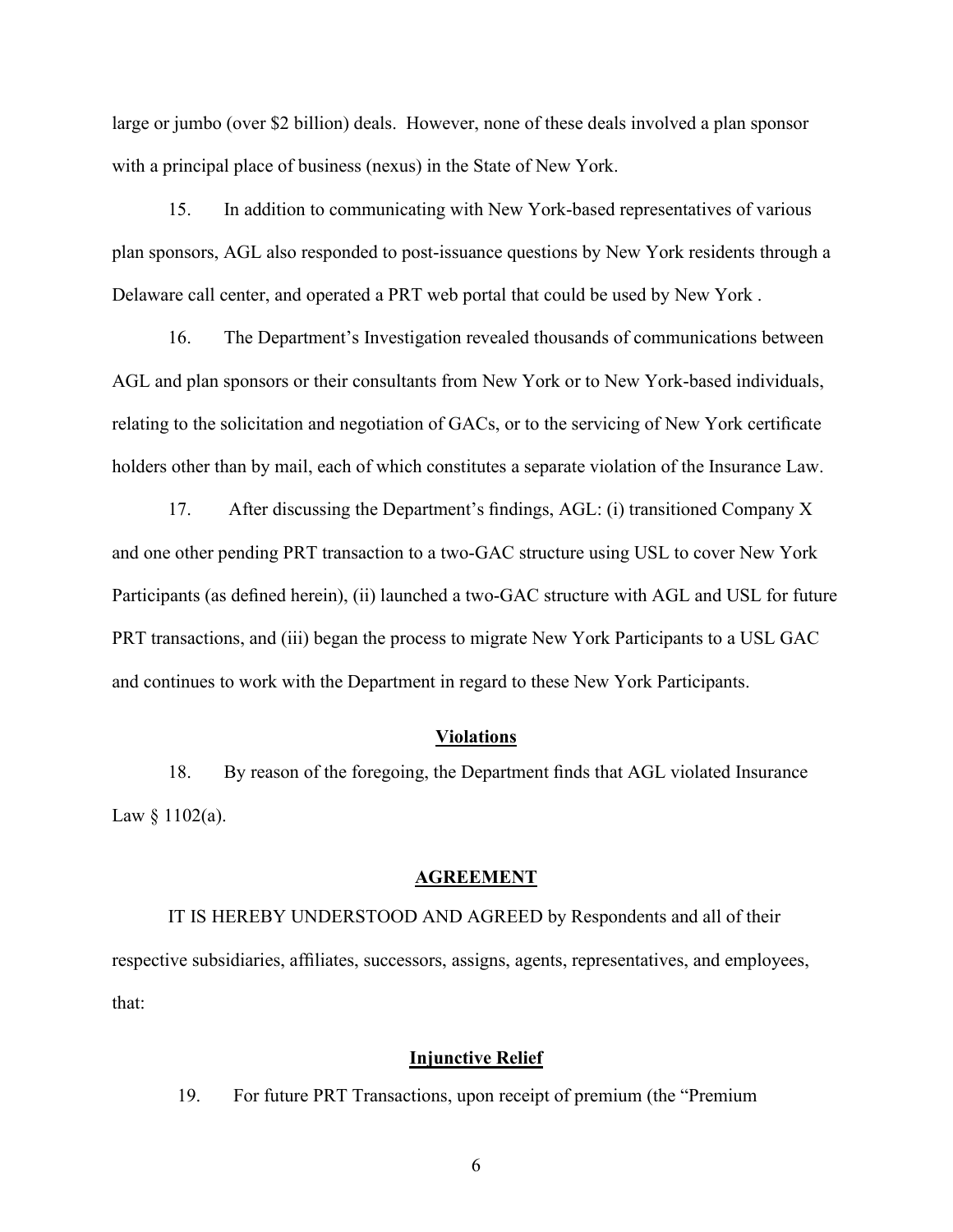large or jumbo (over $2 billion) deals. However, none of these deals involved a plan sponsor with a principal place of business (nexus) in the State of New York.

15. In addition to communicating with New York-based representatives of various plan sponsors, AGL also responded to post-issuance questions by New York residents through a Delaware call center, and operated a PRT web portal that could be used by New York .

16. The Department's Investigation revealed thousands of communications between AGL and plan sponsors or their consultants from New York or to New York-based individuals, relating to the solicitation and negotiation of GACs, or to the servicing of New York certificate holders other than by mail, each of which constitutes a separate violation of the Insurance Law.

17. After discussing the Department's findings, AGL: (i) transitioned Company X and one other pending PRT transaction to a two-GAC structure using USL to cover New York Participants (as defined herein), (ii) launched a two-GAC structure with AGL and USL for future PRT transactions, and (iii) began the process to migrate New York Participants to a USL GAC and continues to work with the Department in regard to these New York Participants.

## <u>Violations</u>

18. By reason of the foregoing, the Department finds that AGL violated Insurance Law § 1102(a).

## <u>AGREEMENT</u>

IT IS HEREBY UNDERSTOOD AND AGREED by Respondents and all of their respective subsidiaries, affiliates, successors, assigns, agents, representatives, and employees, that:

## <u>Injunctive Relief</u>

19. For future PRT Transactions, upon receipt of premium (the "Premium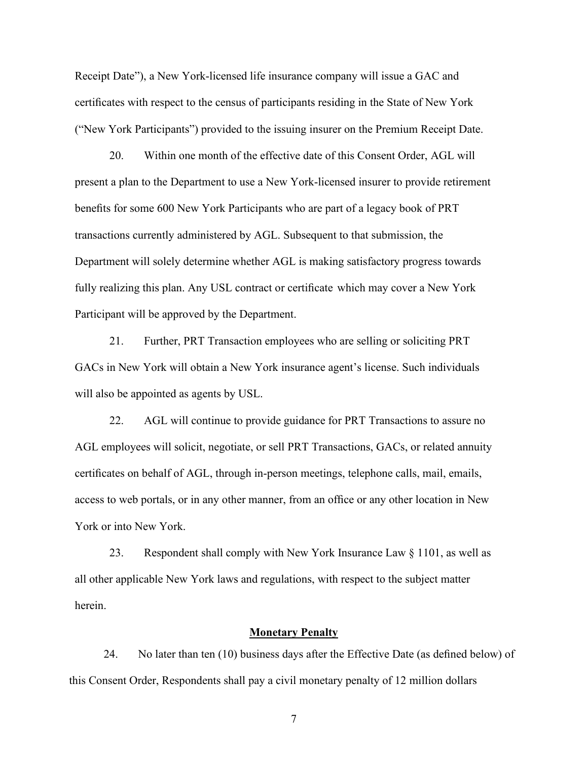Receipt Date"), a New York-licensed life insurance company will issue a GAC and certificates with respect to the census of participants residing in the State of New York ("New York Participants") provided to the issuing insurer on the Premium Receipt Date.

20. Within one month of the effective date of this Consent Order, AGL will present a plan to the Department to use a New York-licensed insurer to provide retirement benefits for some 600 New York Participants who are part of a legacy book of PRT transactions currently administered by AGL. Subsequent to that submission, the Department will solely determine whether AGL is making satisfactory progress towards fully realizing this plan. Any USL contract or certificate which may cover a New York Participant will be approved by the Department.

21. Further, PRT Transaction employees who are selling or soliciting PRT GACs in New York will obtain a New York insurance agent's license. Such individuals will also be appointed as agents by USL.

22. AGL will continue to provide guidance for PRT Transactions to assure no AGL employees will solicit, negotiate, or sell PRT Transactions, GACs, or related annuity certificates on behalf of AGL, through in-person meetings, telephone calls, mail, emails, access to web portals, or in any other manner, from an office or any other location in New York or into New York.

23. Respondent shall comply with New York Insurance Law § 1101, as well as all other applicable New York laws and regulations, with respect to the subject matter herein.

## Monetary Penalty

24. No later than ten (10) business days after the Effective Date (as defined below) of this Consent Order, Respondents shall pay a civil monetary penalty of 12 million dollars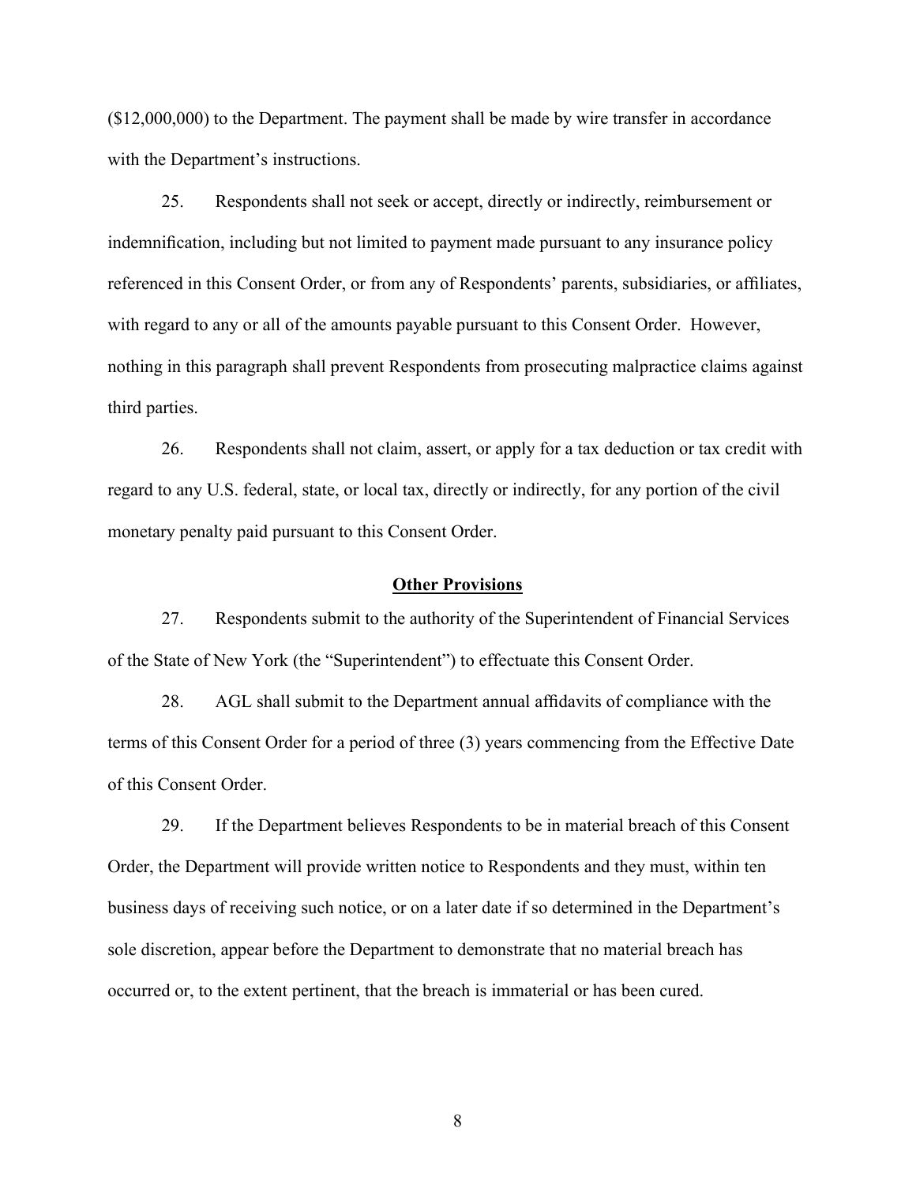($12,000,000) to the Department. The payment shall be made by wire transfer in accordance with the Department's instructions.

25. Respondents shall not seek or accept, directly or indirectly, reimbursement or indemnification, including but not limited to payment made pursuant to any insurance policy referenced in this Consent Order, or from any of Respondents' parents, subsidiaries, or affiliates, with regard to any or all of the amounts payable pursuant to this Consent Order. However, nothing in this paragraph shall prevent Respondents from prosecuting malpractice claims against third parties.

26. Respondents shall not claim, assert, or apply for a tax deduction or tax credit with regard to any U.S. federal, state, or local tax, directly or indirectly, for any portion of the civil monetary penalty paid pursuant to this Consent Order.

## Other Provisions

27. Respondents submit to the authority of the Superintendent of Financial Services of the State of New York (the "Superintendent") to effectuate this Consent Order.

28. AGL shall submit to the Department annual affidavits of compliance with the terms of this Consent Order for a period of three (3) years commencing from the Effective Date of this Consent Order.

29. If the Department believes Respondents to be in material breach of this Consent Order, the Department will provide written notice to Respondents and they must, within ten business days of receiving such notice, or on a later date if so determined in the Department's sole discretion, appear before the Department to demonstrate that no material breach has occurred or, to the extent pertinent, that the breach is immaterial or has been cured.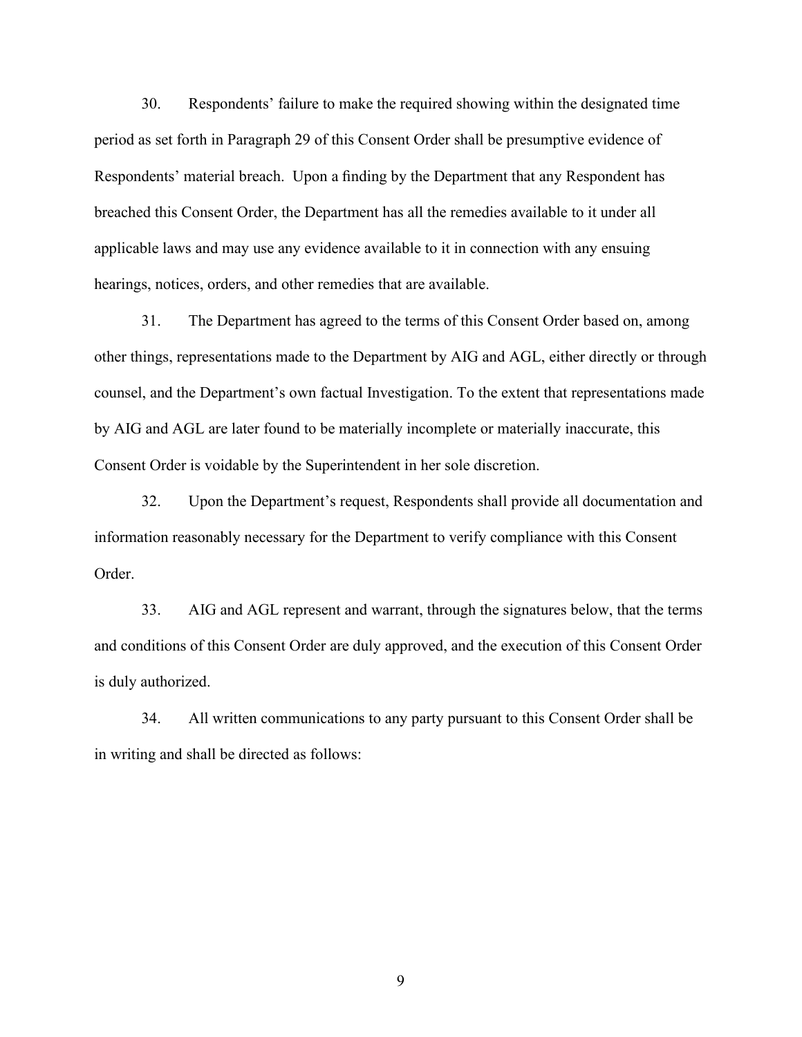30. Respondents' failure to make the required showing within the designated time period as set forth in Paragraph 29 of this Consent Order shall be presumptive evidence of Respondents' material breach. Upon a finding by the Department that any Respondent has breached this Consent Order, the Department has all the remedies available to it under all applicable laws and may use any evidence available to it in connection with any ensuing hearings, notices, orders, and other remedies that are available.

31. The Department has agreed to the terms of this Consent Order based on, among other things, representations made to the Department by AIG and AGL, either directly or through counsel, and the Department's own factual Investigation. To the extent that representations made by AIG and AGL are later found to be materially incomplete or materially inaccurate, this Consent Order is voidable by the Superintendent in her sole discretion.

32. Upon the Department's request, Respondents shall provide all documentation and information reasonably necessary for the Department to verify compliance with this Consent Order.

33. AIG and AGL represent and warrant, through the signatures below, that the terms and conditions of this Consent Order are duly approved, and the execution of this Consent Order is duly authorized.

34. All written communications to any party pursuant to this Consent Order shall be in writing and shall be directed as follows: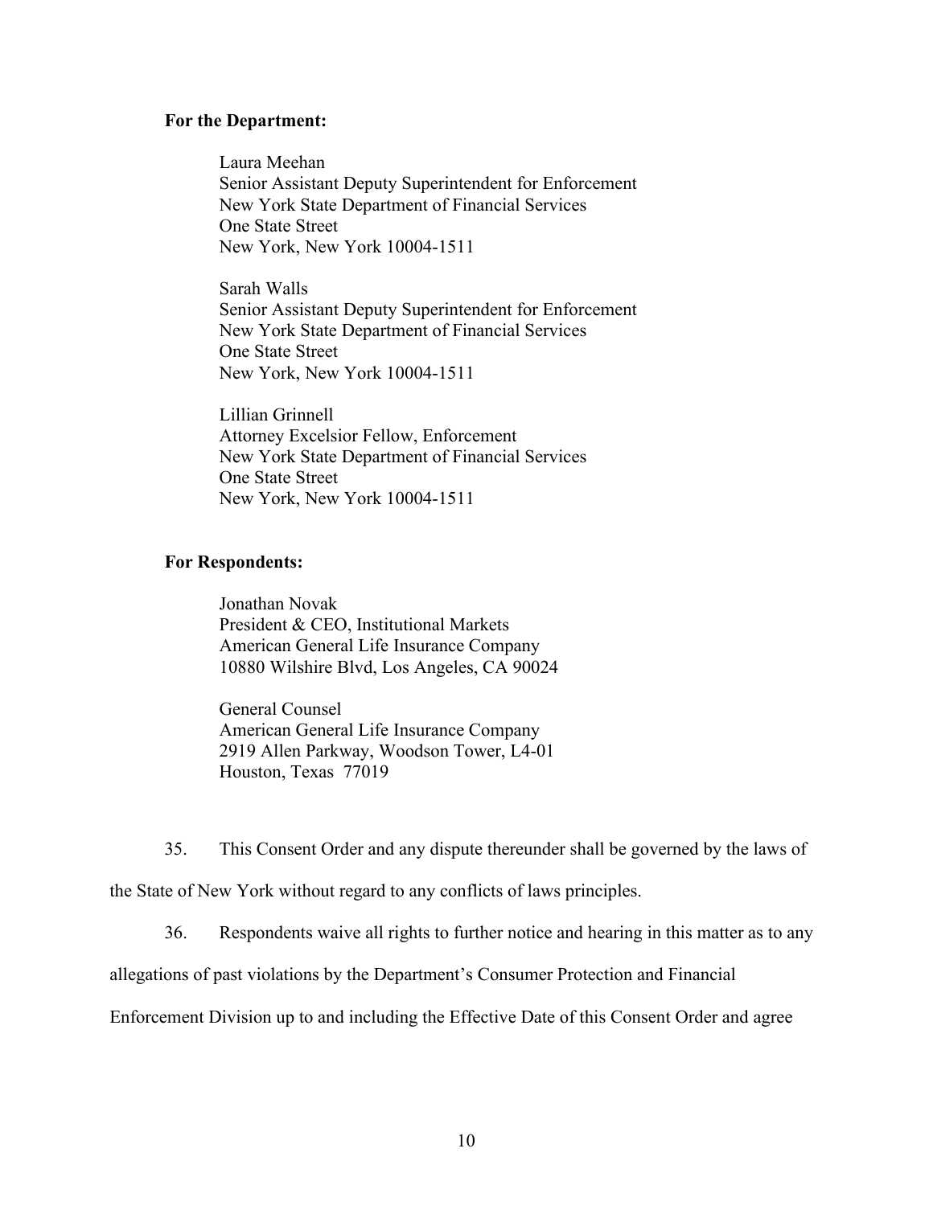**For the Department:**

Laura Meehan
Senior Assistant Deputy Superintendent for Enforcement
New York State Department of Financial Services
One State Street
New York, New York 10004-1511

Sarah Walls
Senior Assistant Deputy Superintendent for Enforcement
New York State Department of Financial Services
One State Street
New York, New York 10004-1511

Lillian Grinnell
Attorney Excelsior Fellow, Enforcement
New York State Department of Financial Services
One State Street
New York, New York 10004-1511

**For Respondents:**

Jonathan Novak
President & CEO, Institutional Markets
American General Life Insurance Company
10880 Wilshire Blvd, Los Angeles, CA 90024

General Counsel
American General Life Insurance Company
2919 Allen Parkway, Woodson Tower, L4-01
Houston, Texas 77019

35. This Consent Order and any dispute thereunder shall be governed by the laws of the State of New York without regard to any conflicts of laws principles.

36. Respondents waive all rights to further notice and hearing in this matter as to any allegations of past violations by the Department's Consumer Protection and Financial Enforcement Division up to and including the Effective Date of this Consent Order and agree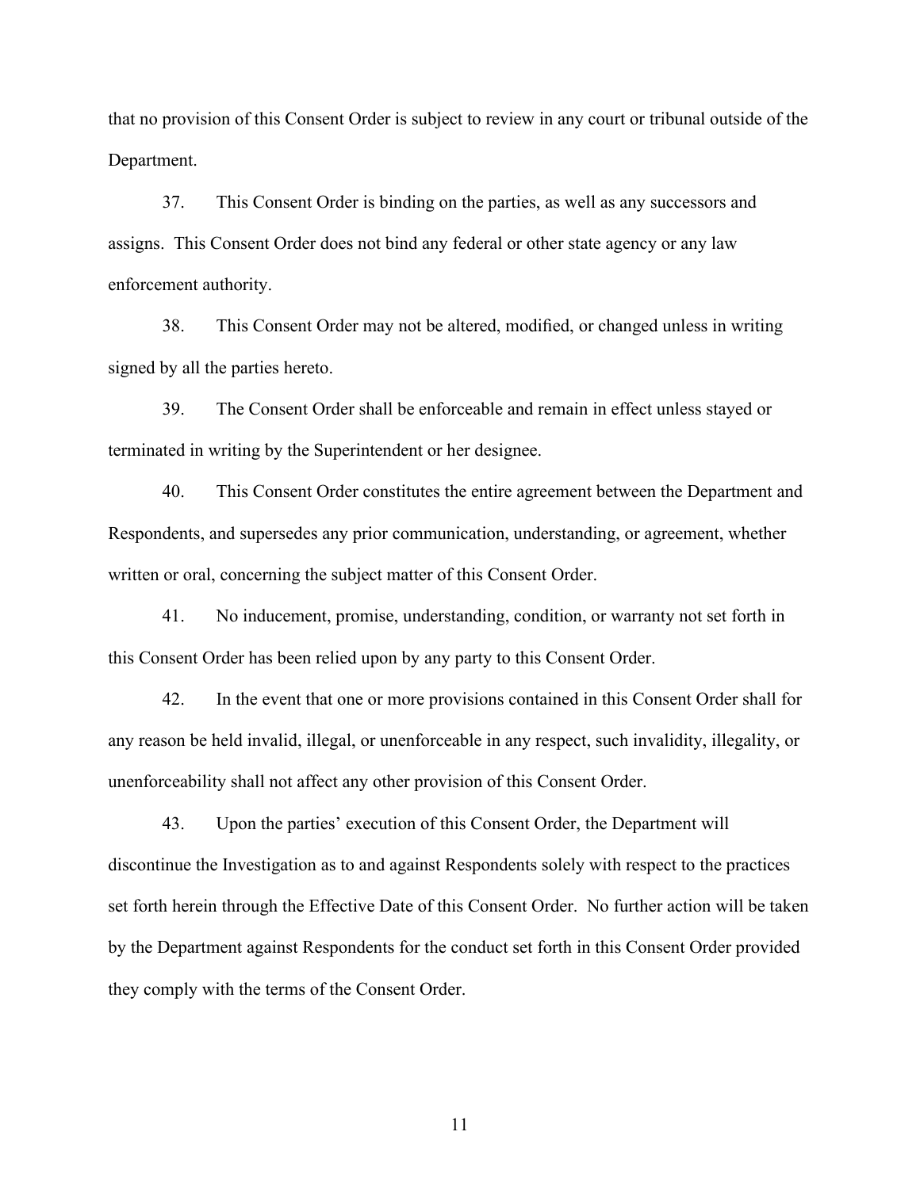that no provision of this Consent Order is subject to review in any court or tribunal outside of the Department.

37. This Consent Order is binding on the parties, as well as any successors and assigns. This Consent Order does not bind any federal or other state agency or any law enforcement authority.

38. This Consent Order may not be altered, modified, or changed unless in writing signed by all the parties hereto.

39. The Consent Order shall be enforceable and remain in effect unless stayed or terminated in writing by the Superintendent or her designee.

40. This Consent Order constitutes the entire agreement between the Department and Respondents, and supersedes any prior communication, understanding, or agreement, whether written or oral, concerning the subject matter of this Consent Order.

41. No inducement, promise, understanding, condition, or warranty not set forth in this Consent Order has been relied upon by any party to this Consent Order.

42. In the event that one or more provisions contained in this Consent Order shall for any reason be held invalid, illegal, or unenforceable in any respect, such invalidity, illegality, or unenforceability shall not affect any other provision of this Consent Order.

43. Upon the parties' execution of this Consent Order, the Department will discontinue the Investigation as to and against Respondents solely with respect to the practices set forth herein through the Effective Date of this Consent Order. No further action will be taken by the Department against Respondents for the conduct set forth in this Consent Order provided they comply with the terms of the Consent Order.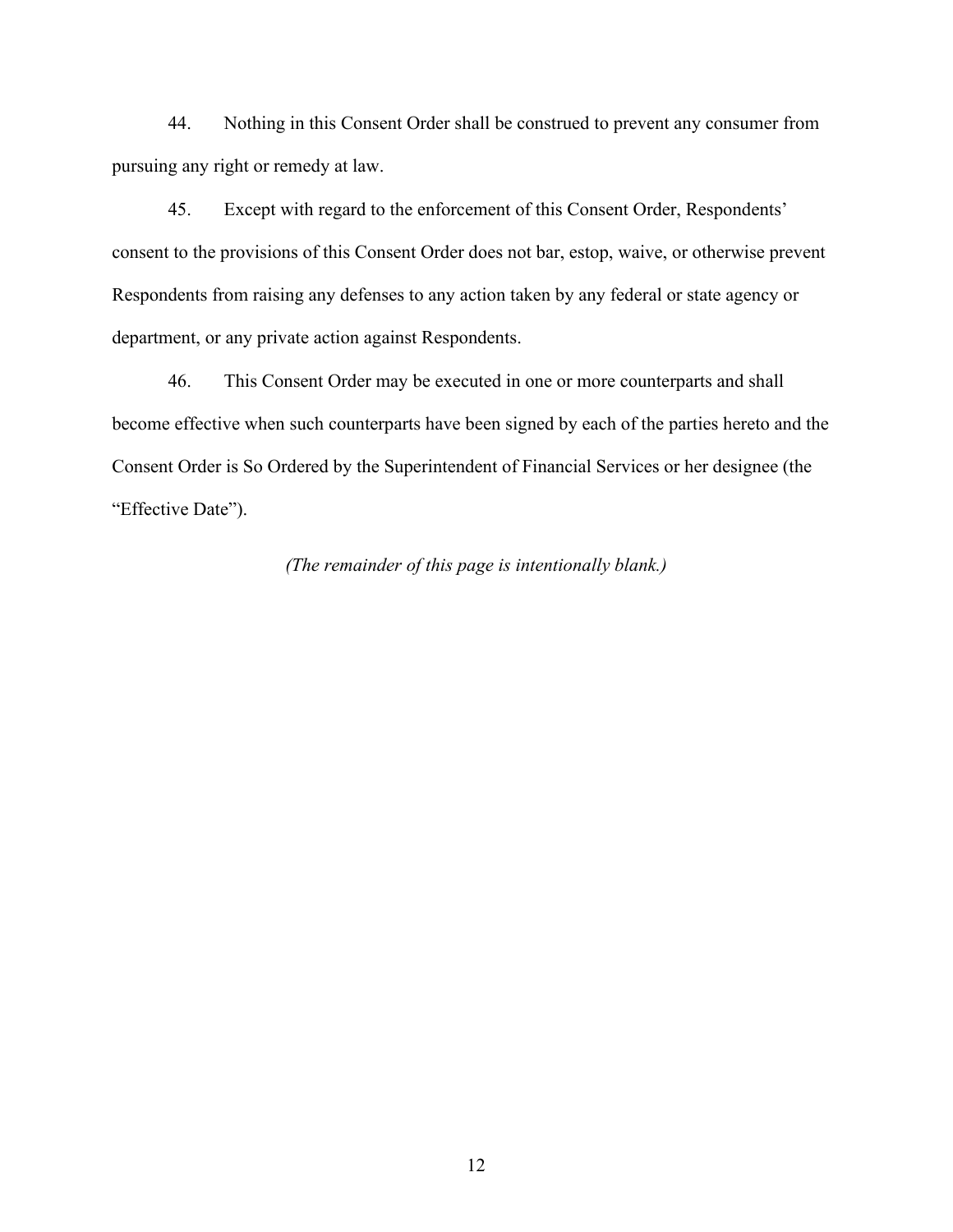44. Nothing in this Consent Order shall be construed to prevent any consumer from pursuing any right or remedy at law.

45. Except with regard to the enforcement of this Consent Order, Respondents' consent to the provisions of this Consent Order does not bar, estop, waive, or otherwise prevent Respondents from raising any defenses to any action taken by any federal or state agency or department, or any private action against Respondents.

46. This Consent Order may be executed in one or more counterparts and shall become effective when such counterparts have been signed by each of the parties hereto and the Consent Order is So Ordered by the Superintendent of Financial Services or her designee (the "Effective Date").

*(The remainder of this page is intentionally blank.)*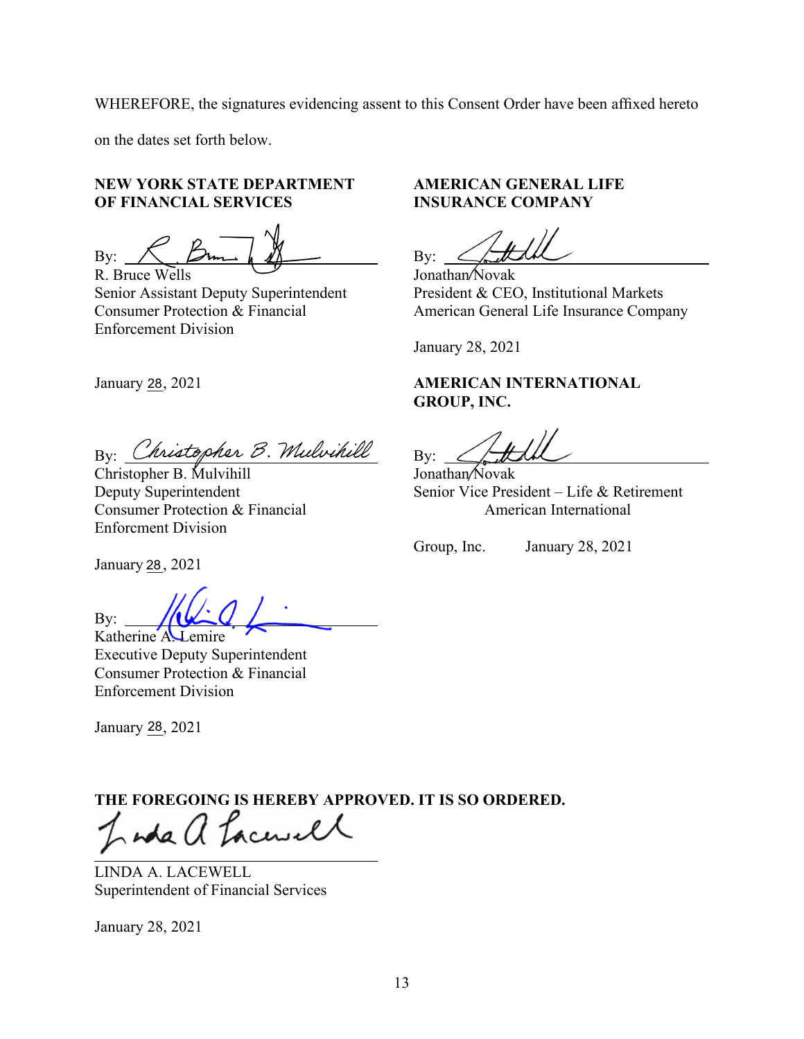WHEREFORE, the signatures evidencing assent to this Consent Order have been affixed hereto on the dates set forth below.

**NEW YORK STATE DEPARTMENT OF FINANCIAL SERVICES**

By: _______________________
R. Bruce Wells
Senior Assistant Deputy Superintendent
Consumer Protection & Financial Enforcement Division

January 28, 2021

By: _Christopher B. Mulvihill_
Christopher B. Mulvihill
Deputy Superintendent
Consumer Protection & Financial Enforcment Division

January 28, 2021

By: _______________________
Katherine A. Lemire
Executive Deputy Superintendent
Consumer Protection & Financial Enforcement Division

January 28, 2021

**AMERICAN GENERAL LIFE INSURANCE COMPANY**

By: _______________________
Jonathan Novak
President & CEO, Institutional Markets
American General Life Insurance Company

January 28, 2021

**AMERICAN INTERNATIONAL GROUP, INC.**

By: _______________________
Jonathan Novak
Senior Vice President – Life & Retirement
American International Group, Inc.

January 28, 2021

**THE FOREGOING IS HEREBY APPROVED. IT IS SO ORDERED.**

_______________________
LINDA A. LACEWELL
Superintendent of Financial Services

January 28, 2021